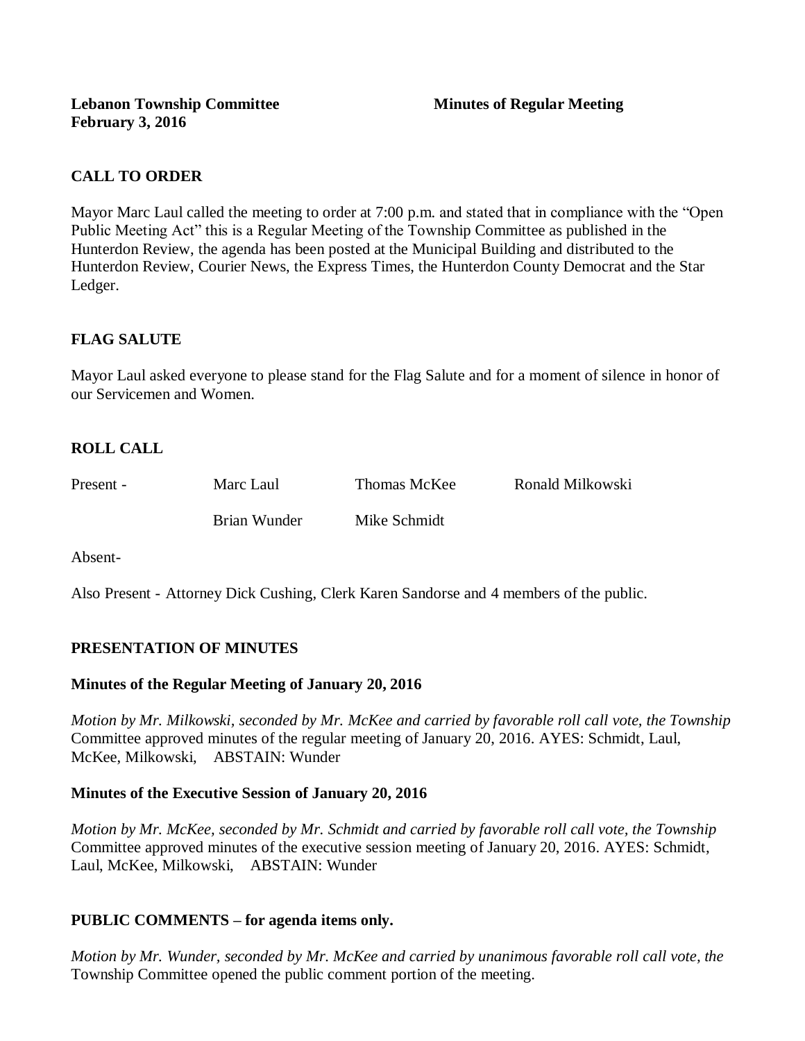**Lebanon Township Committee** **Minutes of Regular Meeting**
**February 3, 2016**

## CALL TO ORDER

Mayor Marc Laul called the meeting to order at 7:00 p.m. and stated that in compliance with the "Open Public Meeting Act" this is a Regular Meeting of the Township Committee as published in the Hunterdon Review, the agenda has been posted at the Municipal Building and distributed to the Hunterdon Review, Courier News, the Express Times, the Hunterdon County Democrat and the Star Ledger.

## FLAG SALUTE

Mayor Laul asked everyone to please stand for the Flag Salute and for a moment of silence in honor of our Servicemen and Women.

## ROLL CALL

| Present - | Marc Laul | Thomas McKee | Ronald Milkowski |
|---|---|---|---|
| | Brian Wunder | Mike Schmidt | |

Absent-

Also Present - Attorney Dick Cushing, Clerk Karen Sandorse and 4 members of the public.

## PRESENTATION OF MINUTES

### Minutes of the Regular Meeting of January 20, 2016

*Motion by Mr. Milkowski, seconded by Mr. McKee and carried by favorable roll call vote, the Township* Committee approved minutes of the regular meeting of January 20, 2016. AYES: Schmidt, Laul, McKee, Milkowski, ABSTAIN: Wunder

### Minutes of the Executive Session of January 20, 2016

*Motion by Mr. McKee, seconded by Mr. Schmidt and carried by favorable roll call vote, the Township* Committee approved minutes of the executive session meeting of January 20, 2016. AYES: Schmidt, Laul, McKee, Milkowski, ABSTAIN: Wunder

## PUBLIC COMMENTS – for agenda items only.

*Motion by Mr. Wunder, seconded by Mr. McKee and carried by unanimous favorable roll call vote, the* Township Committee opened the public comment portion of the meeting.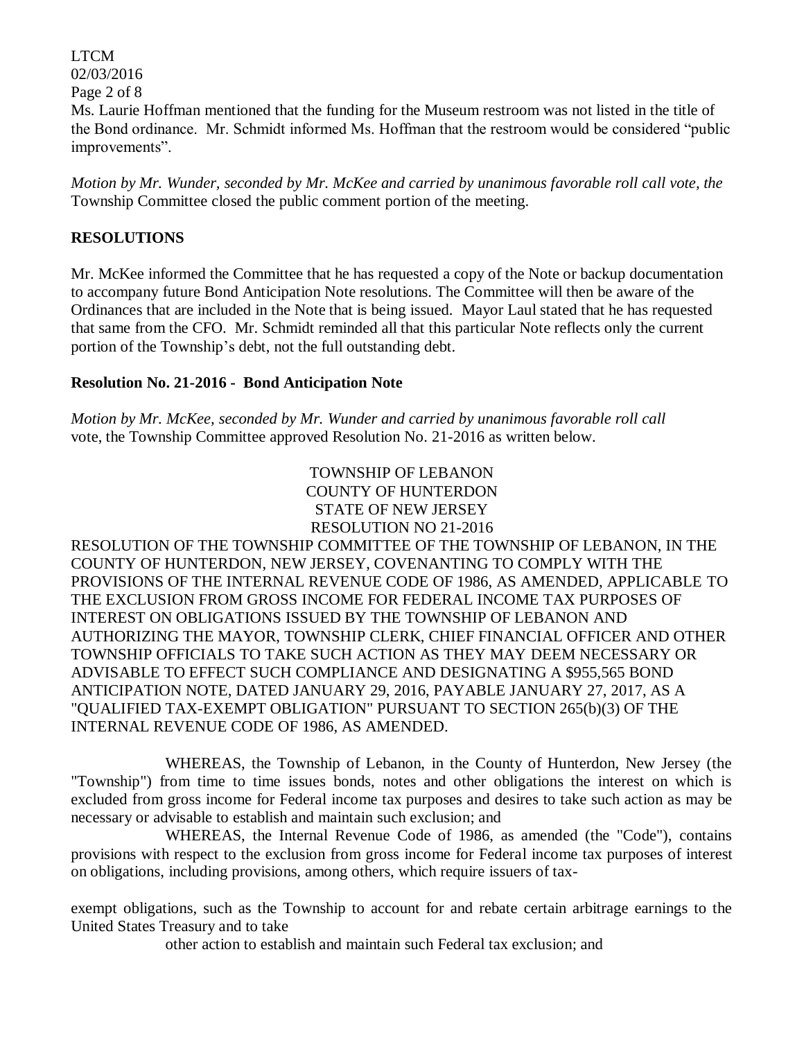Ms. Laurie Hoffman mentioned that the funding for the Museum restroom was not listed in the title of the Bond ordinance. Mr. Schmidt informed Ms. Hoffman that the restroom would be considered "public improvements".

*Motion by Mr. Wunder, seconded by Mr. McKee and carried by unanimous favorable roll call vote, the* Township Committee closed the public comment portion of the meeting.

## RESOLUTIONS

Mr. McKee informed the Committee that he has requested a copy of the Note or backup documentation to accompany future Bond Anticipation Note resolutions. The Committee will then be aware of the Ordinances that are included in the Note that is being issued. Mayor Laul stated that he has requested that same from the CFO. Mr. Schmidt reminded all that this particular Note reflects only the current portion of the Township's debt, not the full outstanding debt.

### Resolution No. 21-2016 - Bond Anticipation Note

*Motion by Mr. McKee, seconded by Mr. Wunder and carried by unanimous favorable roll call* vote, the Township Committee approved Resolution No. 21-2016 as written below.

TOWNSHIP OF LEBANON
COUNTY OF HUNTERDON
STATE OF NEW JERSEY
RESOLUTION NO 21-2016

RESOLUTION OF THE TOWNSHIP COMMITTEE OF THE TOWNSHIP OF LEBANON, IN THE COUNTY OF HUNTERDON, NEW JERSEY, COVENANTING TO COMPLY WITH THE PROVISIONS OF THE INTERNAL REVENUE CODE OF 1986, AS AMENDED, APPLICABLE TO THE EXCLUSION FROM GROSS INCOME FOR FEDERAL INCOME TAX PURPOSES OF INTEREST ON OBLIGATIONS ISSUED BY THE TOWNSHIP OF LEBANON AND AUTHORIZING THE MAYOR, TOWNSHIP CLERK, CHIEF FINANCIAL OFFICER AND OTHER TOWNSHIP OFFICIALS TO TAKE SUCH ACTION AS THEY MAY DEEM NECESSARY OR ADVISABLE TO EFFECT SUCH COMPLIANCE AND DESIGNATING A $955,565 BOND ANTICIPATION NOTE, DATED JANUARY 29, 2016, PAYABLE JANUARY 27, 2017, AS A "QUALIFIED TAX-EXEMPT OBLIGATION" PURSUANT TO SECTION 265(b)(3) OF THE INTERNAL REVENUE CODE OF 1986, AS AMENDED.

WHEREAS, the Township of Lebanon, in the County of Hunterdon, New Jersey (the "Township") from time to time issues bonds, notes and other obligations the interest on which is excluded from gross income for Federal income tax purposes and desires to take such action as may be necessary or advisable to establish and maintain such exclusion; and

WHEREAS, the Internal Revenue Code of 1986, as amended (the "Code"), contains provisions with respect to the exclusion from gross income for Federal income tax purposes of interest on obligations, including provisions, among others, which require issuers of tax-exempt obligations, such as the Township to account for and rebate certain arbitrage earnings to the United States Treasury and to take other action to establish and maintain such Federal tax exclusion; and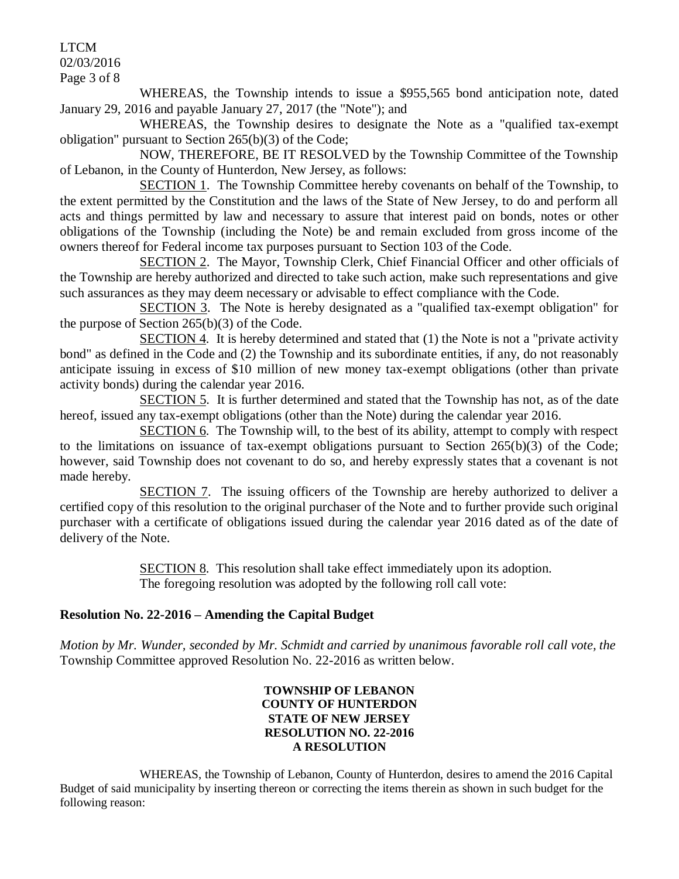WHEREAS, the Township intends to issue a $955,565 bond anticipation note, dated January 29, 2016 and payable January 27, 2017 (the "Note"); and

WHEREAS, the Township desires to designate the Note as a "qualified tax-exempt obligation" pursuant to Section 265(b)(3) of the Code;

NOW, THEREFORE, BE IT RESOLVED by the Township Committee of the Township of Lebanon, in the County of Hunterdon, New Jersey, as follows:

SECTION 1. The Township Committee hereby covenants on behalf of the Township, to the extent permitted by the Constitution and the laws of the State of New Jersey, to do and perform all acts and things permitted by law and necessary to assure that interest paid on bonds, notes or other obligations of the Township (including the Note) be and remain excluded from gross income of the owners thereof for Federal income tax purposes pursuant to Section 103 of the Code.

SECTION 2. The Mayor, Township Clerk, Chief Financial Officer and other officials of the Township are hereby authorized and directed to take such action, make such representations and give such assurances as they may deem necessary or advisable to effect compliance with the Code.

SECTION 3. The Note is hereby designated as a "qualified tax-exempt obligation" for the purpose of Section 265(b)(3) of the Code.

SECTION 4. It is hereby determined and stated that (1) the Note is not a "private activity bond" as defined in the Code and (2) the Township and its subordinate entities, if any, do not reasonably anticipate issuing in excess of $10 million of new money tax-exempt obligations (other than private activity bonds) during the calendar year 2016.

SECTION 5. It is further determined and stated that the Township has not, as of the date hereof, issued any tax-exempt obligations (other than the Note) during the calendar year 2016.

SECTION 6. The Township will, to the best of its ability, attempt to comply with respect to the limitations on issuance of tax-exempt obligations pursuant to Section 265(b)(3) of the Code; however, said Township does not covenant to do so, and hereby expressly states that a covenant is not made hereby.

SECTION 7. The issuing officers of the Township are hereby authorized to deliver a certified copy of this resolution to the original purchaser of the Note and to further provide such original purchaser with a certificate of obligations issued during the calendar year 2016 dated as of the date of delivery of the Note.

SECTION 8. This resolution shall take effect immediately upon its adoption.
The foregoing resolution was adopted by the following roll call vote:

**Resolution No. 22-2016 – Amending the Capital Budget**

*Motion by Mr. Wunder, seconded by Mr. Schmidt and carried by unanimous favorable roll call vote, the* Township Committee approved Resolution No. 22-2016 as written below.

**TOWNSHIP OF LEBANON**
**COUNTY OF HUNTERDON**
**STATE OF NEW JERSEY**
**RESOLUTION NO. 22-2016**
**A RESOLUTION**

WHEREAS, the Township of Lebanon, County of Hunterdon, desires to amend the 2016 Capital Budget of said municipality by inserting thereon or correcting the items therein as shown in such budget for the following reason: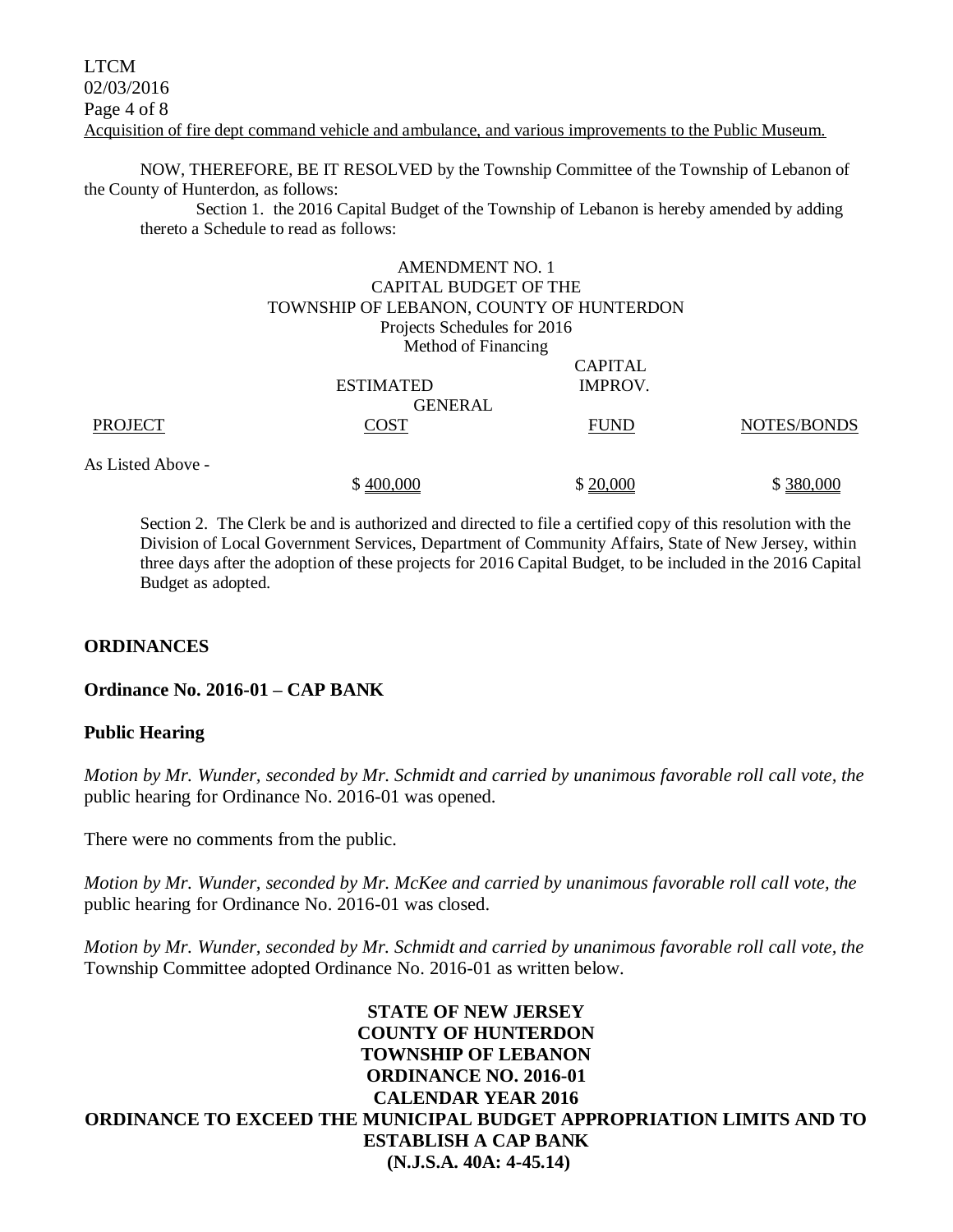Acquisition of fire dept command vehicle and ambulance, and various improvements to the Public Museum.

NOW, THEREFORE, BE IT RESOLVED by the Township Committee of the Township of Lebanon of the County of Hunterdon, as follows:

Section 1. the 2016 Capital Budget of the Township of Lebanon is hereby amended by adding thereto a Schedule to read as follows:

AMENDMENT NO. 1
CAPITAL BUDGET OF THE
TOWNSHIP OF LEBANON, COUNTY OF HUNTERDON
Projects Schedules for 2016
Method of Financing

| PROJECT | ESTIMATED COST | GENERAL CAPITAL IMPROV. FUND | NOTES/BONDS |
|---|---|---|---|
| As Listed Above - | $ 400,000 | $ 20,000 | $ 380,000 |

Section 2. The Clerk be and is authorized and directed to file a certified copy of this resolution with the Division of Local Government Services, Department of Community Affairs, State of New Jersey, within three days after the adoption of these projects for 2016 Capital Budget, to be included in the 2016 Capital Budget as adopted.

## ORDINANCES

### Ordinance No. 2016-01 – CAP BANK

### Public Hearing

*Motion by Mr. Wunder, seconded by Mr. Schmidt and carried by unanimous favorable roll call vote, the* public hearing for Ordinance No. 2016-01 was opened.

There were no comments from the public.

*Motion by Mr. Wunder, seconded by Mr. McKee and carried by unanimous favorable roll call vote, the* public hearing for Ordinance No. 2016-01 was closed.

*Motion by Mr. Wunder, seconded by Mr. Schmidt and carried by unanimous favorable roll call vote, the* Township Committee adopted Ordinance No. 2016-01 as written below.

**STATE OF NEW JERSEY**
**COUNTY OF HUNTERDON**
**TOWNSHIP OF LEBANON**
**ORDINANCE NO. 2016-01**
**CALENDAR YEAR 2016**
**ORDINANCE TO EXCEED THE MUNICIPAL BUDGET APPROPRIATION LIMITS AND TO ESTABLISH A CAP BANK**
**(N.J.S.A. 40A: 4-45.14)**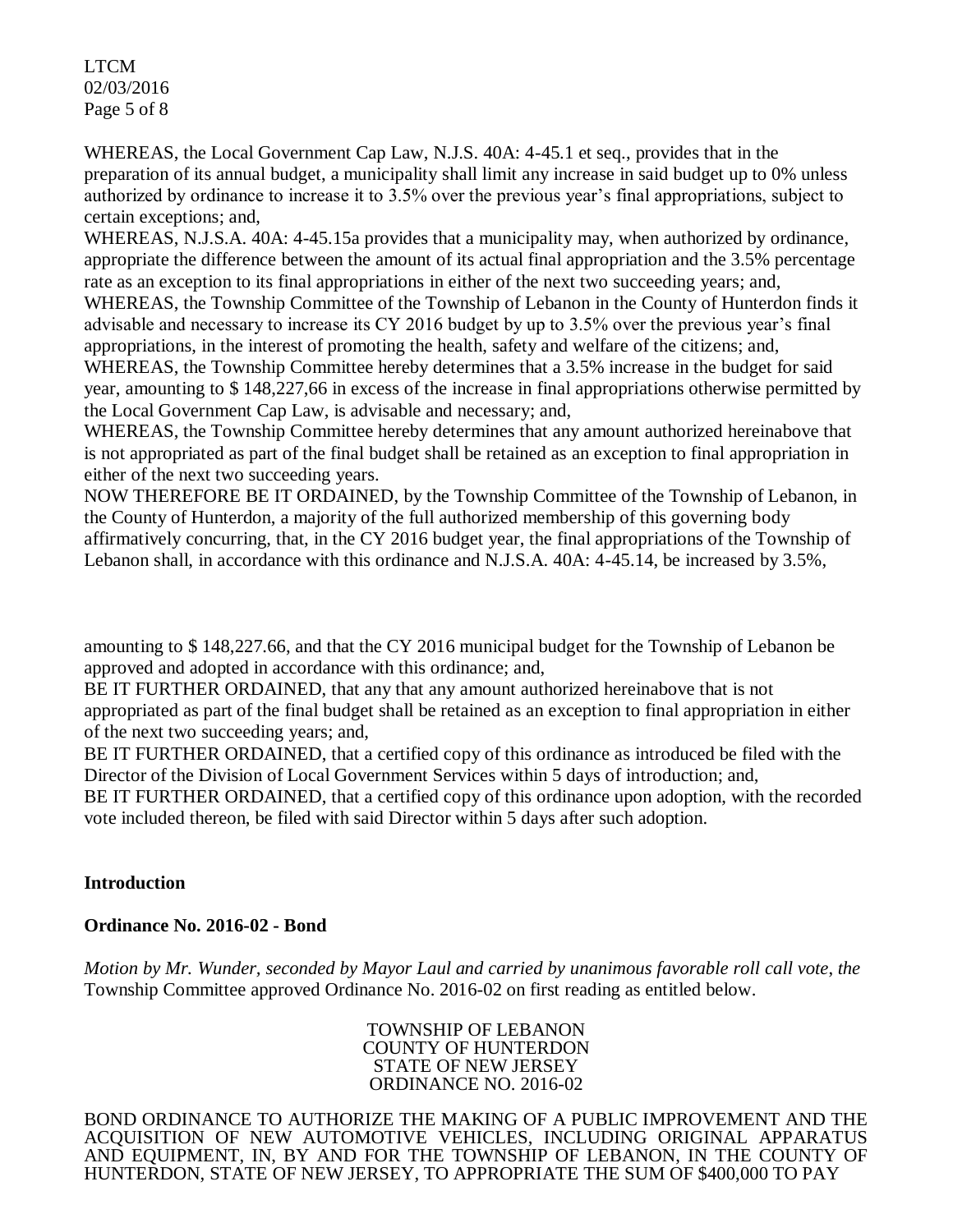WHEREAS, the Local Government Cap Law, N.J.S. 40A: 4-45.1 et seq., provides that in the preparation of its annual budget, a municipality shall limit any increase in said budget up to 0% unless authorized by ordinance to increase it to 3.5% over the previous year's final appropriations, subject to certain exceptions; and,

WHEREAS, N.J.S.A. 40A: 4-45.15a provides that a municipality may, when authorized by ordinance, appropriate the difference between the amount of its actual final appropriation and the 3.5% percentage rate as an exception to its final appropriations in either of the next two succeeding years; and,

WHEREAS, the Township Committee of the Township of Lebanon in the County of Hunterdon finds it advisable and necessary to increase its CY 2016 budget by up to 3.5% over the previous year's final appropriations, in the interest of promoting the health, safety and welfare of the citizens; and,

WHEREAS, the Township Committee hereby determines that a 3.5% increase in the budget for said year, amounting to $ 148,227,66 in excess of the increase in final appropriations otherwise permitted by the Local Government Cap Law, is advisable and necessary; and,

WHEREAS, the Township Committee hereby determines that any amount authorized hereinabove that is not appropriated as part of the final budget shall be retained as an exception to final appropriation in either of the next two succeeding years.

NOW THEREFORE BE IT ORDAINED, by the Township Committee of the Township of Lebanon, in the County of Hunterdon, a majority of the full authorized membership of this governing body affirmatively concurring, that, in the CY 2016 budget year, the final appropriations of the Township of Lebanon shall, in accordance with this ordinance and N.J.S.A. 40A: 4-45.14, be increased by 3.5%, amounting to $ 148,227.66, and that the CY 2016 municipal budget for the Township of Lebanon be approved and adopted in accordance with this ordinance; and,

BE IT FURTHER ORDAINED, that any that any amount authorized hereinabove that is not appropriated as part of the final budget shall be retained as an exception to final appropriation in either of the next two succeeding years; and,

BE IT FURTHER ORDAINED, that a certified copy of this ordinance as introduced be filed with the Director of the Division of Local Government Services within 5 days of introduction; and,

BE IT FURTHER ORDAINED, that a certified copy of this ordinance upon adoption, with the recorded vote included thereon, be filed with said Director within 5 days after such adoption.

**Introduction**

**Ordinance No. 2016-02 - Bond**

*Motion by Mr. Wunder, seconded by Mayor Laul and carried by unanimous favorable roll call vote, the* Township Committee approved Ordinance No. 2016-02 on first reading as entitled below.

TOWNSHIP OF LEBANON
COUNTY OF HUNTERDON
STATE OF NEW JERSEY
ORDINANCE NO. 2016-02

BOND ORDINANCE TO AUTHORIZE THE MAKING OF A PUBLIC IMPROVEMENT AND THE ACQUISITION OF NEW AUTOMOTIVE VEHICLES, INCLUDING ORIGINAL APPARATUS AND EQUIPMENT, IN, BY AND FOR THE TOWNSHIP OF LEBANON, IN THE COUNTY OF HUNTERDON, STATE OF NEW JERSEY, TO APPROPRIATE THE SUM OF $400,000 TO PAY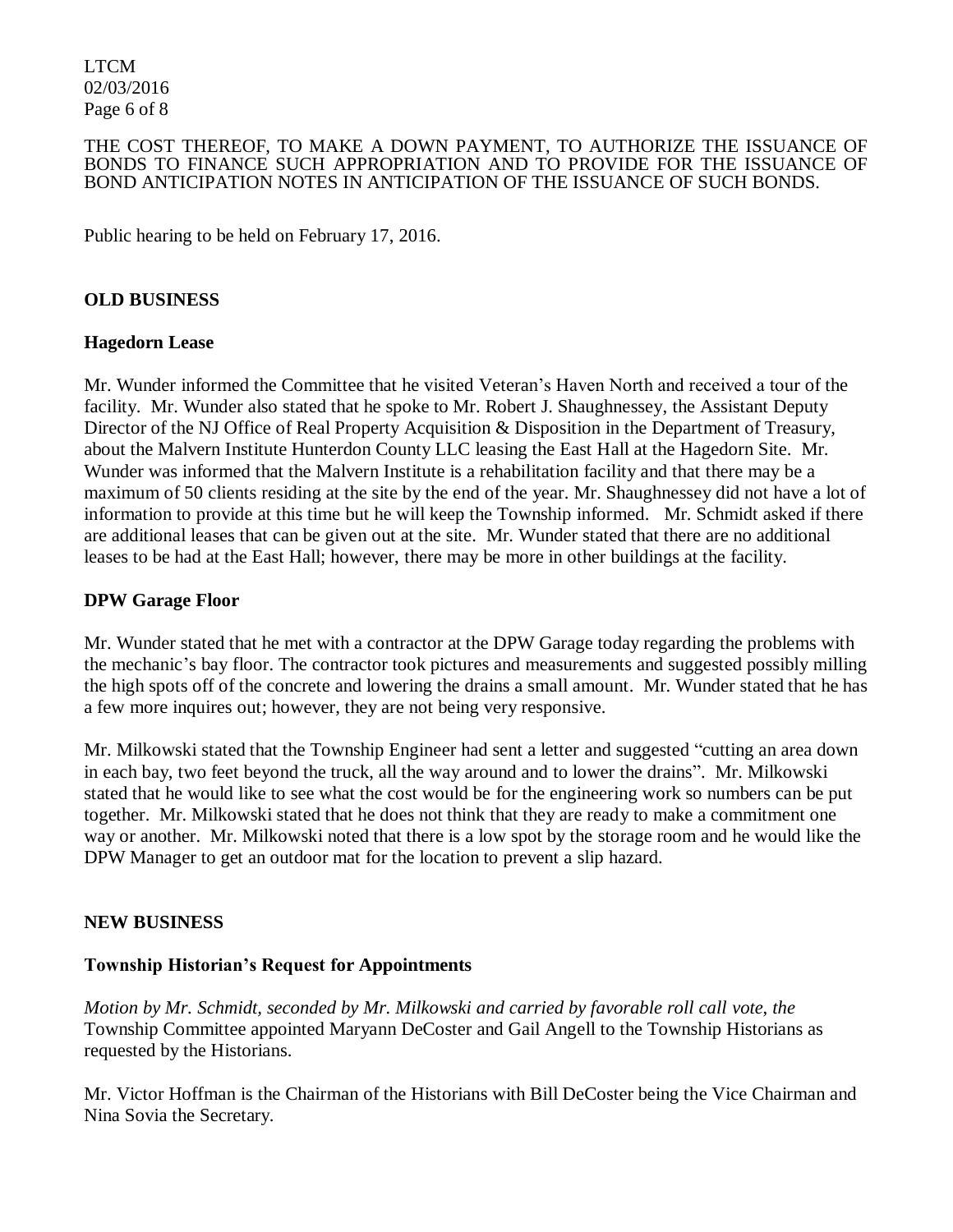THE COST THEREOF, TO MAKE A DOWN PAYMENT, TO AUTHORIZE THE ISSUANCE OF BONDS TO FINANCE SUCH APPROPRIATION AND TO PROVIDE FOR THE ISSUANCE OF BOND ANTICIPATION NOTES IN ANTICIPATION OF THE ISSUANCE OF SUCH BONDS.

Public hearing to be held on February 17, 2016.

## OLD BUSINESS

### Hagedorn Lease

Mr. Wunder informed the Committee that he visited Veteran's Haven North and received a tour of the facility. Mr. Wunder also stated that he spoke to Mr. Robert J. Shaughnessey, the Assistant Deputy Director of the NJ Office of Real Property Acquisition & Disposition in the Department of Treasury, about the Malvern Institute Hunterdon County LLC leasing the East Hall at the Hagedorn Site. Mr. Wunder was informed that the Malvern Institute is a rehabilitation facility and that there may be a maximum of 50 clients residing at the site by the end of the year. Mr. Shaughnessey did not have a lot of information to provide at this time but he will keep the Township informed. Mr. Schmidt asked if there are additional leases that can be given out at the site. Mr. Wunder stated that there are no additional leases to be had at the East Hall; however, there may be more in other buildings at the facility.

### DPW Garage Floor

Mr. Wunder stated that he met with a contractor at the DPW Garage today regarding the problems with the mechanic's bay floor. The contractor took pictures and measurements and suggested possibly milling the high spots off of the concrete and lowering the drains a small amount. Mr. Wunder stated that he has a few more inquires out; however, they are not being very responsive.

Mr. Milkowski stated that the Township Engineer had sent a letter and suggested "cutting an area down in each bay, two feet beyond the truck, all the way around and to lower the drains". Mr. Milkowski stated that he would like to see what the cost would be for the engineering work so numbers can be put together. Mr. Milkowski stated that he does not think that they are ready to make a commitment one way or another. Mr. Milkowski noted that there is a low spot by the storage room and he would like the DPW Manager to get an outdoor mat for the location to prevent a slip hazard.

## NEW BUSINESS

### Township Historian's Request for Appointments

*Motion by Mr. Schmidt, seconded by Mr. Milkowski and carried by favorable roll call vote, the* Township Committee appointed Maryann DeCoster and Gail Angell to the Township Historians as requested by the Historians.

Mr. Victor Hoffman is the Chairman of the Historians with Bill DeCoster being the Vice Chairman and Nina Sovia the Secretary.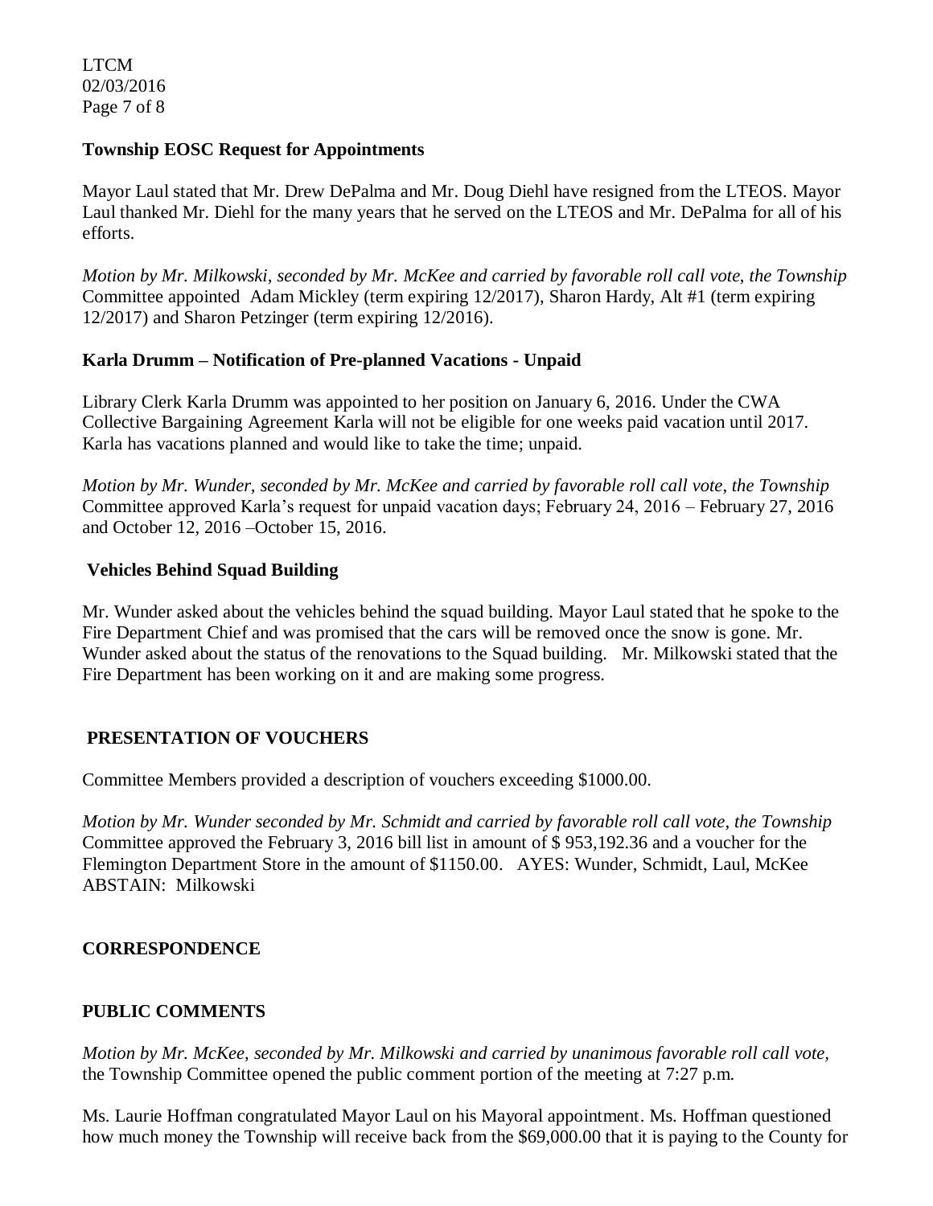**Township EOSC Request for Appointments**

Mayor Laul stated that Mr. Drew DePalma and Mr. Doug Diehl have resigned from the LTEOS. Mayor Laul thanked Mr. Diehl for the many years that he served on the LTEOS and Mr. DePalma for all of his efforts.

*Motion by Mr. Milkowski, seconded by Mr. McKee and carried by favorable roll call vote, the Township* Committee appointed Adam Mickley (term expiring 12/2017), Sharon Hardy, Alt #1 (term expiring 12/2017) and Sharon Petzinger (term expiring 12/2016).

**Karla Drumm – Notification of Pre-planned Vacations - Unpaid**

Library Clerk Karla Drumm was appointed to her position on January 6, 2016. Under the CWA Collective Bargaining Agreement Karla will not be eligible for one weeks paid vacation until 2017. Karla has vacations planned and would like to take the time; unpaid.

*Motion by Mr. Wunder, seconded by Mr. McKee and carried by favorable roll call vote, the Township* Committee approved Karla's request for unpaid vacation days; February 24, 2016 – February 27, 2016 and October 12, 2016 –October 15, 2016.

**Vehicles Behind Squad Building**

Mr. Wunder asked about the vehicles behind the squad building. Mayor Laul stated that he spoke to the Fire Department Chief and was promised that the cars will be removed once the snow is gone. Mr. Wunder asked about the status of the renovations to the Squad building. Mr. Milkowski stated that the Fire Department has been working on it and are making some progress.

**PRESENTATION OF VOUCHERS**

Committee Members provided a description of vouchers exceeding $1000.00.

*Motion by Mr. Wunder seconded by Mr. Schmidt and carried by favorable roll call vote, the Township* Committee approved the February 3, 2016 bill list in amount of $ 953,192.36 and a voucher for the Flemington Department Store in the amount of $1150.00. AYES: Wunder, Schmidt, Laul, McKee ABSTAIN: Milkowski

**CORRESPONDENCE**

**PUBLIC COMMENTS**

*Motion by Mr. McKee, seconded by Mr. Milkowski and carried by unanimous favorable roll call vote,* the Township Committee opened the public comment portion of the meeting at 7:27 p.m.

Ms. Laurie Hoffman congratulated Mayor Laul on his Mayoral appointment. Ms. Hoffman questioned how much money the Township will receive back from the $69,000.00 that it is paying to the County for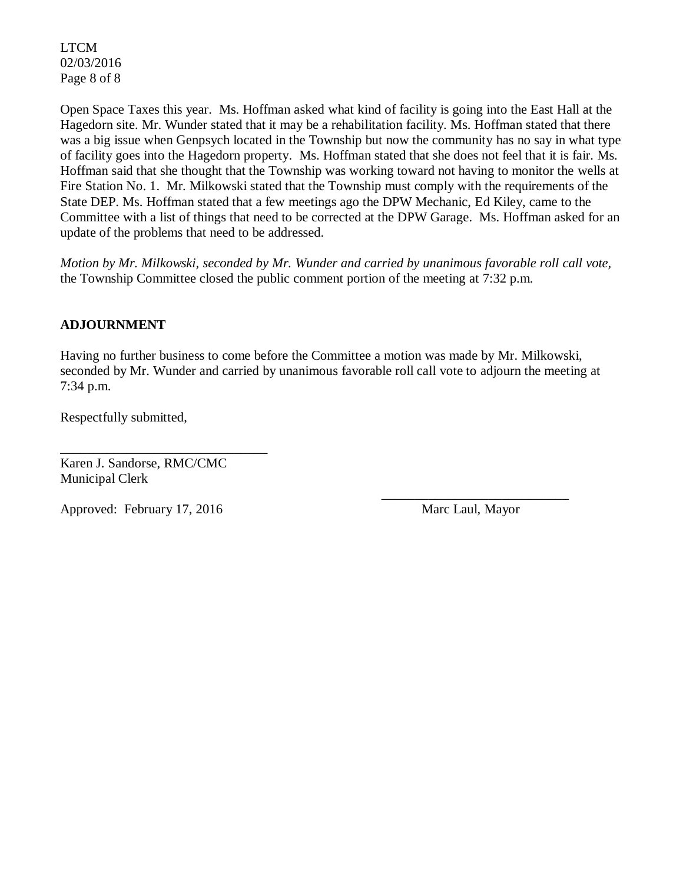Open Space Taxes this year. Ms. Hoffman asked what kind of facility is going into the East Hall at the Hagedorn site. Mr. Wunder stated that it may be a rehabilitation facility. Ms. Hoffman stated that there was a big issue when Genpsych located in the Township but now the community has no say in what type of facility goes into the Hagedorn property. Ms. Hoffman stated that she does not feel that it is fair. Ms. Hoffman said that she thought that the Township was working toward not having to monitor the wells at Fire Station No. 1. Mr. Milkowski stated that the Township must comply with the requirements of the State DEP. Ms. Hoffman stated that a few meetings ago the DPW Mechanic, Ed Kiley, came to the Committee with a list of things that need to be corrected at the DPW Garage. Ms. Hoffman asked for an update of the problems that need to be addressed.

*Motion by Mr. Milkowski, seconded by Mr. Wunder and carried by unanimous favorable roll call vote,* the Township Committee closed the public comment portion of the meeting at 7:32 p.m.

**ADJOURNMENT**

Having no further business to come before the Committee a motion was made by Mr. Milkowski, seconded by Mr. Wunder and carried by unanimous favorable roll call vote to adjourn the meeting at 7:34 p.m.

Respectfully submitted,

_______________________________
Karen J. Sandorse, RMC/CMC
Municipal Clerk

Approved: February 17, 2016

_____________________________
Marc Laul, Mayor